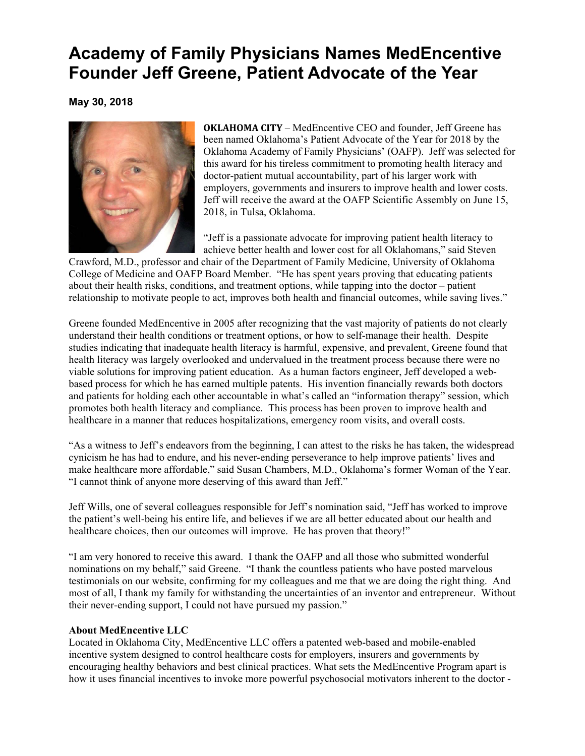# Academy of Family Physicians Names MedEncentive Founder Jeff Greene, Patient Advocate of the Year

**May 30, 2018**

**OKLAHOMA CITY** – MedEncentive CEO and founder, Jeff Greene has been named Oklahoma's Patient Advocate of the Year for 2018 by the Oklahoma Academy of Family Physicians' (OAFP). Jeff was selected for this award for his tireless commitment to promoting health literacy and doctor-patient mutual accountability, part of his larger work with employers, governments and insurers to improve health and lower costs. Jeff will receive the award at the OAFP Scientific Assembly on June 15, 2018, in Tulsa, Oklahoma.

"Jeff is a passionate advocate for improving patient health literacy to achieve better health and lower cost for all Oklahomans," said Steven Crawford, M.D., professor and chair of the Department of Family Medicine, University of Oklahoma College of Medicine and OAFP Board Member. "He has spent years proving that educating patients about their health risks, conditions, and treatment options, while tapping into the doctor – patient relationship to motivate people to act, improves both health and financial outcomes, while saving lives."

Greene founded MedEncentive in 2005 after recognizing that the vast majority of patients do not clearly understand their health conditions or treatment options, or how to self-manage their health. Despite studies indicating that inadequate health literacy is harmful, expensive, and prevalent, Greene found that health literacy was largely overlooked and undervalued in the treatment process because there were no viable solutions for improving patient education. As a human factors engineer, Jeff developed a web-based process for which he has earned multiple patents. His invention financially rewards both doctors and patients for holding each other accountable in what's called an "information therapy" session, which promotes both health literacy and compliance. This process has been proven to improve health and healthcare in a manner that reduces hospitalizations, emergency room visits, and overall costs.

"As a witness to Jeff's endeavors from the beginning, I can attest to the risks he has taken, the widespread cynicism he has had to endure, and his never-ending perseverance to help improve patients' lives and make healthcare more affordable," said Susan Chambers, M.D., Oklahoma's former Woman of the Year. "I cannot think of anyone more deserving of this award than Jeff."

Jeff Wills, one of several colleagues responsible for Jeff's nomination said, "Jeff has worked to improve the patient's well-being his entire life, and believes if we are all better educated about our health and healthcare choices, then our outcomes will improve. He has proven that theory!"

"I am very honored to receive this award. I thank the OAFP and all those who submitted wonderful nominations on my behalf," said Greene. "I thank the countless patients who have posted marvelous testimonials on our website, confirming for my colleagues and me that we are doing the right thing. And most of all, I thank my family for withstanding the uncertainties of an inventor and entrepreneur. Without their never-ending support, I could not have pursued my passion."

**About MedEncentive LLC**

Located in Oklahoma City, MedEncentive LLC offers a patented web-based and mobile-enabled incentive system designed to control healthcare costs for employers, insurers and governments by encouraging healthy behaviors and best clinical practices. What sets the MedEncentive Program apart is how it uses financial incentives to invoke more powerful psychosocial motivators inherent to the doctor -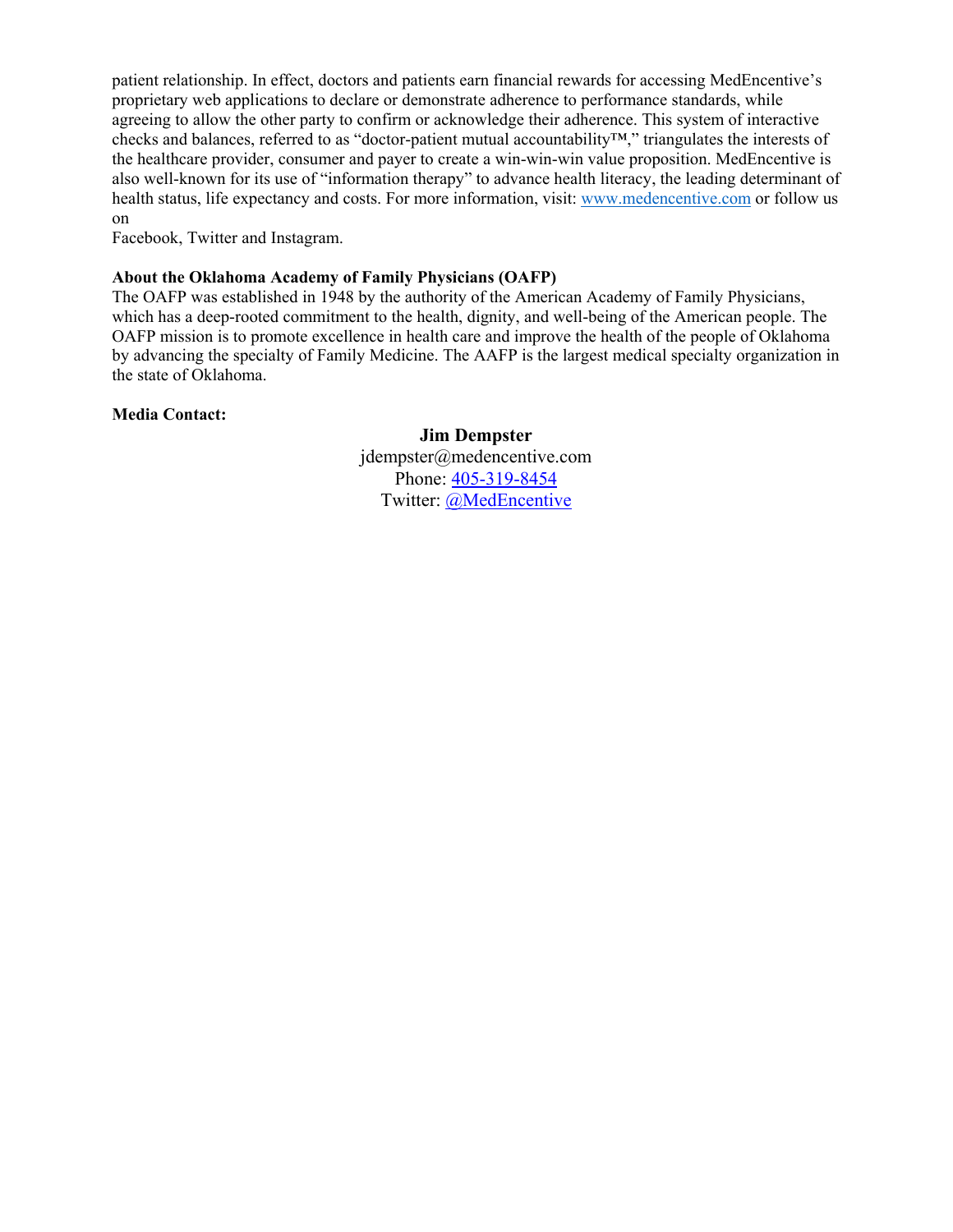patient relationship. In effect, doctors and patients earn financial rewards for accessing MedEncentive's proprietary web applications to declare or demonstrate adherence to performance standards, while agreeing to allow the other party to confirm or acknowledge their adherence. This system of interactive checks and balances, referred to as "doctor-patient mutual accountability™," triangulates the interests of the healthcare provider, consumer and payer to create a win-win-win value proposition. MedEncentive is also well-known for its use of "information therapy" to advance health literacy, the leading determinant of health status, life expectancy and costs. For more information, visit: [www.medencentive.com](http://www.medencentive.com) or follow us on
Facebook, Twitter and Instagram.

**About the Oklahoma Academy of Family Physicians (OAFP)**
The OAFP was established in 1948 by the authority of the American Academy of Family Physicians, which has a deep-rooted commitment to the health, dignity, and well-being of the American people. The OAFP mission is to promote excellence in health care and improve the health of the people of Oklahoma by advancing the specialty of Family Medicine. The AAFP is the largest medical specialty organization in the state of Oklahoma.

**Media Contact:**

**Jim Dempster**
jdempster@medencentive.com
Phone: 405-319-8454
Twitter: @MedEncentive